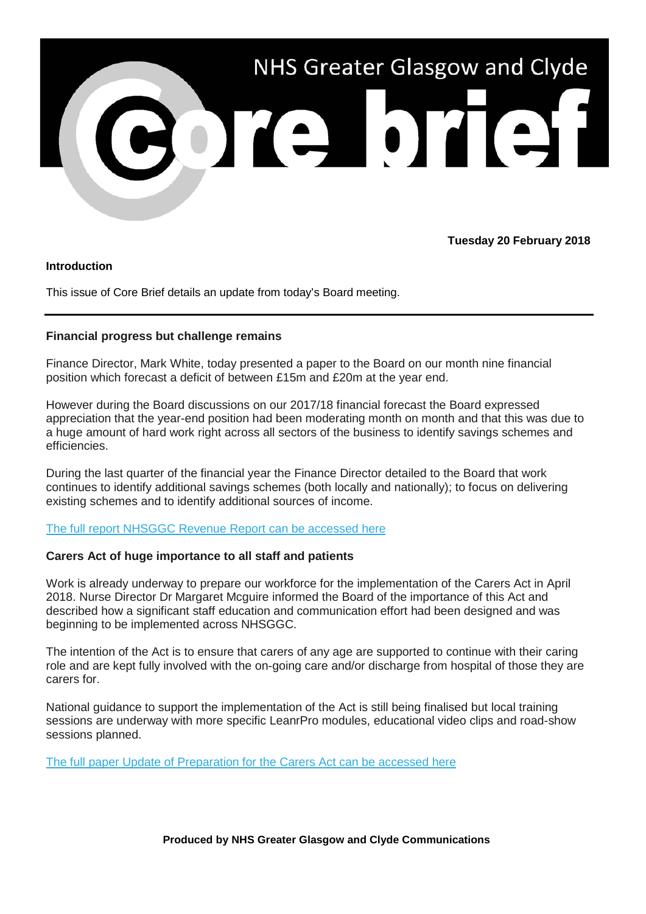# NHS Greater Glasgow and Clyde

# Core brief

**Tuesday 20 February 2018**

**Introduction**

This issue of Core Brief details an update from today's Board meeting.

---

**Financial progress but challenge remains**

Finance Director, Mark White, today presented a paper to the Board on our month nine financial position which forecast a deficit of between £15m and £20m at the year end.

However during the Board discussions on our 2017/18 financial forecast the Board expressed appreciation that the year-end position had been moderating month on month and that this was due to a huge amount of hard work right across all sectors of the business to identify savings schemes and efficiencies.

During the last quarter of the financial year the Finance Director detailed to the Board that work continues to identify additional savings schemes (both locally and nationally); to focus on delivering existing schemes and to identify additional sources of income.

The full report NHSGGC Revenue Report can be accessed here

**Carers Act of huge importance to all staff and patients**

Work is already underway to prepare our workforce for the implementation of the Carers Act in April 2018. Nurse Director Dr Margaret Mcguire informed the Board of the importance of this Act and described how a significant staff education and communication effort had been designed and was beginning to be implemented across NHSGGC.

The intention of the Act is to ensure that carers of any age are supported to continue with their caring role and are kept fully involved with the on-going care and/or discharge from hospital of those they are carers for.

National guidance to support the implementation of the Act is still being finalised but local training sessions are underway with more specific LeanrPro modules, educational video clips and road-show sessions planned.

The full paper Update of Preparation for the Carers Act can be accessed here

**Produced by NHS Greater Glasgow and Clyde Communications**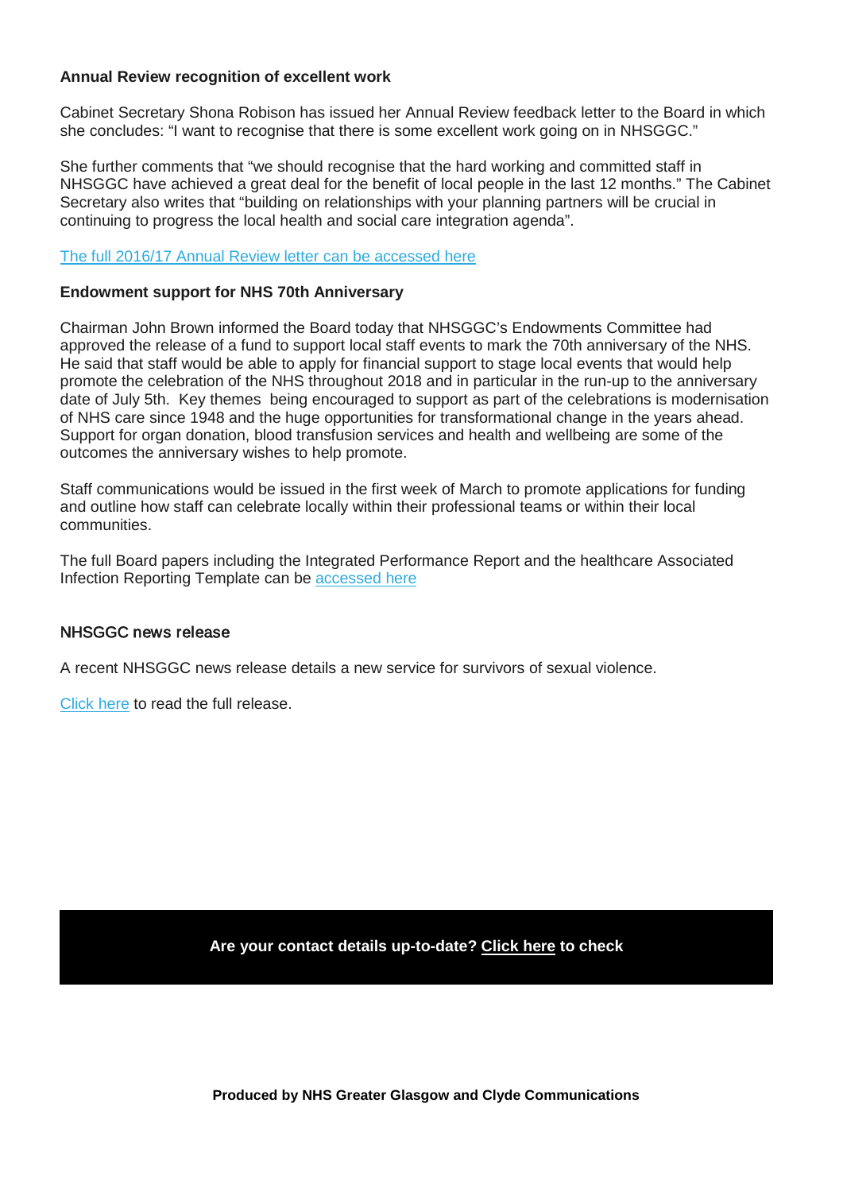**Annual Review recognition of excellent work**

Cabinet Secretary Shona Robison has issued her Annual Review feedback letter to the Board in which she concludes: "I want to recognise that there is some excellent work going on in NHSGGC."

She further comments that "we should recognise that the hard working and committed staff in NHSGGC have achieved a great deal for the benefit of local people in the last 12 months." The Cabinet Secretary also writes that "building on relationships with your planning partners will be crucial in continuing to progress the local health and social care integration agenda".

The full 2016/17 Annual Review letter can be accessed here

**Endowment support for NHS 70th Anniversary**

Chairman John Brown informed the Board today that NHSGGC's Endowments Committee had approved the release of a fund to support local staff events to mark the 70th anniversary of the NHS. He said that staff would be able to apply for financial support to stage local events that would help promote the celebration of the NHS throughout 2018 and in particular in the run-up to the anniversary date of July 5th. Key themes being encouraged to support as part of the celebrations is modernisation of NHS care since 1948 and the huge opportunities for transformational change in the years ahead. Support for organ donation, blood transfusion services and health and wellbeing are some of the outcomes the anniversary wishes to help promote.

Staff communications would be issued in the first week of March to promote applications for funding and outline how staff can celebrate locally within their professional teams or within their local communities.

The full Board papers including the Integrated Performance Report and the healthcare Associated Infection Reporting Template can be accessed here

NHSGGC news release

A recent NHSGGC news release details a new service for survivors of sexual violence.

Click here to read the full release.

**Are your contact details up-to-date? Click here to check**

**Produced by NHS Greater Glasgow and Clyde Communications**